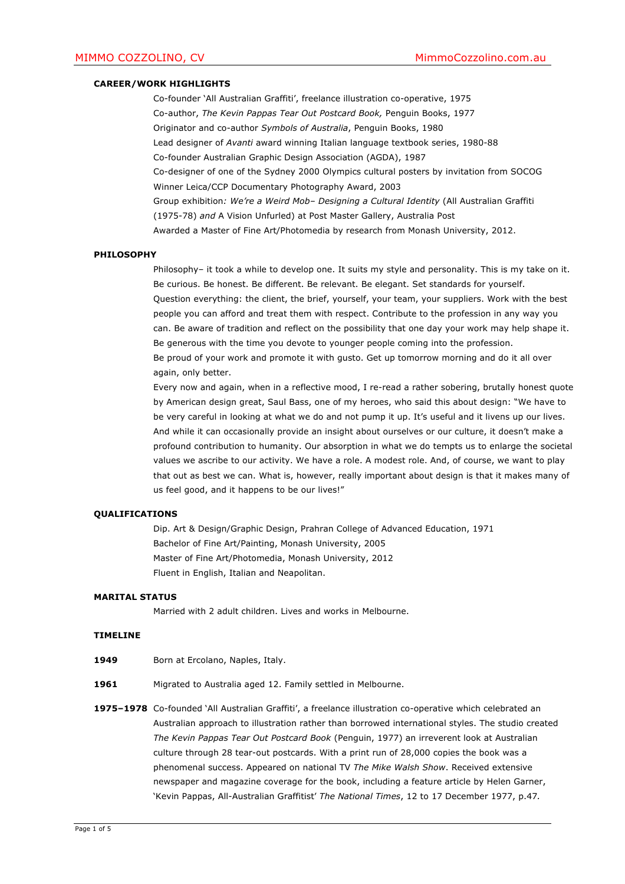**CAREER/WORK HIGHLIGHTS**

Co-founder 'All Australian Graffiti', freelance illustration co-operative, 1975
Co-author, *The Kevin Pappas Tear Out Postcard Book,* Penguin Books, 1977
Originator and co-author *Symbols of Australia*, Penguin Books, 1980
Lead designer of *Avanti* award winning Italian language textbook series, 1980-88
Co-founder Australian Graphic Design Association (AGDA), 1987
Co-designer of one of the Sydney 2000 Olympics cultural posters by invitation from SOCOG
Winner Leica/CCP Documentary Photography Award, 2003
Group exhibition*: We're a Weird Mob– Designing a Cultural Identity* (All Australian Graffiti (1975-78) *and* A Vision Unfurled) at Post Master Gallery, Australia Post
Awarded a Master of Fine Art/Photomedia by research from Monash University, 2012.

**PHILOSOPHY**

Philosophy– it took a while to develop one. It suits my style and personality. This is my take on it. Be curious. Be honest. Be different. Be relevant. Be elegant. Set standards for yourself.
Question everything: the client, the brief, yourself, your team, your suppliers. Work with the best people you can afford and treat them with respect. Contribute to the profession in any way you can. Be aware of tradition and reflect on the possibility that one day your work may help shape it. Be generous with the time you devote to younger people coming into the profession.
Be proud of your work and promote it with gusto. Get up tomorrow morning and do it all over again, only better.
Every now and again, when in a reflective mood, I re-read a rather sobering, brutally honest quote by American design great, Saul Bass, one of my heroes, who said this about design: "We have to be very careful in looking at what we do and not pump it up. It's useful and it livens up our lives. And while it can occasionally provide an insight about ourselves or our culture, it doesn't make a profound contribution to humanity. Our absorption in what we do tempts us to enlarge the societal values we ascribe to our activity. We have a role. A modest role. And, of course, we want to play that out as best we can. What is, however, really important about design is that it makes many of us feel good, and it happens to be our lives!"

**QUALIFICATIONS**

Dip. Art & Design/Graphic Design, Prahran College of Advanced Education, 1971
Bachelor of Fine Art/Painting, Monash University, 2005
Master of Fine Art/Photomedia, Monash University, 2012
Fluent in English, Italian and Neapolitan.

**MARITAL STATUS**

Married with 2 adult children. Lives and works in Melbourne.

**TIMELINE**

**1949** Born at Ercolano, Naples, Italy.

**1961** Migrated to Australia aged 12. Family settled in Melbourne.

**1975–1978** Co-founded 'All Australian Graffiti', a freelance illustration co-operative which celebrated an Australian approach to illustration rather than borrowed international styles. The studio created *The Kevin Pappas Tear Out Postcard Book* (Penguin, 1977) an irreverent look at Australian culture through 28 tear-out postcards. With a print run of 28,000 copies the book was a phenomenal success. Appeared on national TV *The Mike Walsh Show*. Received extensive newspaper and magazine coverage for the book, including a feature article by Helen Garner, 'Kevin Pappas, All-Australian Graffitist' *The National Times*, 12 to 17 December 1977, p.47*.*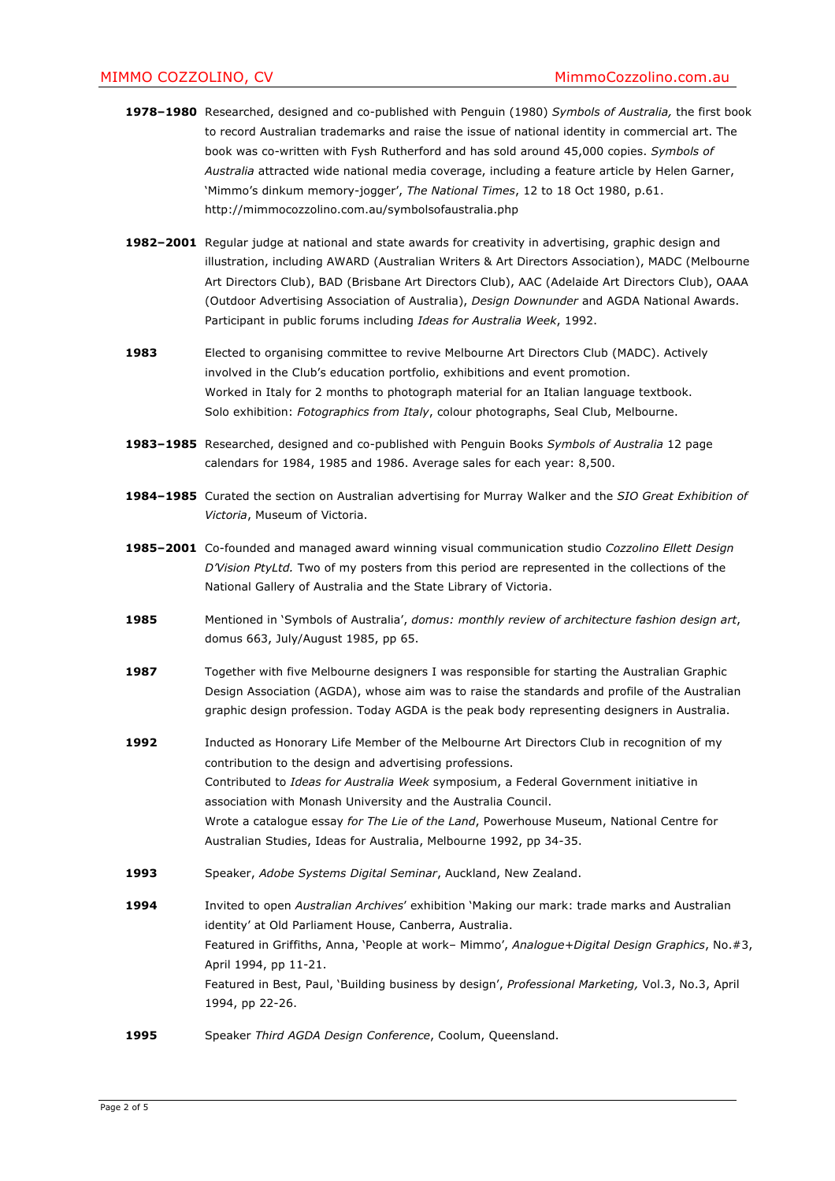**1978–1980** Researched, designed and co-published with Penguin (1980) *Symbols of Australia,* the first book to record Australian trademarks and raise the issue of national identity in commercial art. The book was co-written with Fysh Rutherford and has sold around 45,000 copies. *Symbols of Australia* attracted wide national media coverage, including a feature article by Helen Garner, 'Mimmo's dinkum memory-jogger', *The National Times*, 12 to 18 Oct 1980, p.61. http://mimmocozzolino.com.au/symbolsofaustralia.php

**1982–2001** Regular judge at national and state awards for creativity in advertising, graphic design and illustration, including AWARD (Australian Writers & Art Directors Association), MADC (Melbourne Art Directors Club), BAD (Brisbane Art Directors Club), AAC (Adelaide Art Directors Club), OAAA (Outdoor Advertising Association of Australia), *Design Downunder* and AGDA National Awards. Participant in public forums including *Ideas for Australia Week*, 1992.

**1983** Elected to organising committee to revive Melbourne Art Directors Club (MADC). Actively involved in the Club's education portfolio, exhibitions and event promotion.
Worked in Italy for 2 months to photograph material for an Italian language textbook.
Solo exhibition: *Fotographics from Italy*, colour photographs, Seal Club, Melbourne.

**1983–1985** Researched, designed and co-published with Penguin Books *Symbols of Australia* 12 page calendars for 1984, 1985 and 1986. Average sales for each year: 8,500.

**1984–1985** Curated the section on Australian advertising for Murray Walker and the *SIO Great Exhibition of Victoria*, Museum of Victoria.

**1985–2001** Co-founded and managed award winning visual communication studio *Cozzolino Ellett Design D'Vision PtyLtd.* Two of my posters from this period are represented in the collections of the National Gallery of Australia and the State Library of Victoria.

**1985** Mentioned in 'Symbols of Australia', *domus: monthly review of architecture fashion design art*, domus 663, July/August 1985, pp 65.

**1987** Together with five Melbourne designers I was responsible for starting the Australian Graphic Design Association (AGDA), whose aim was to raise the standards and profile of the Australian graphic design profession. Today AGDA is the peak body representing designers in Australia.

**1992** Inducted as Honorary Life Member of the Melbourne Art Directors Club in recognition of my contribution to the design and advertising professions.
Contributed to *Ideas for Australia Week* symposium, a Federal Government initiative in association with Monash University and the Australia Council.
Wrote a catalogue essay *for The Lie of the Land*, Powerhouse Museum, National Centre for Australian Studies, Ideas for Australia, Melbourne 1992, pp 34-35.

**1993** Speaker, *Adobe Systems Digital Seminar*, Auckland, New Zealand.

**1994** Invited to open *Australian Archives*' exhibition 'Making our mark: trade marks and Australian identity' at Old Parliament House, Canberra, Australia.
Featured in Griffiths, Anna, 'People at work– Mimmo', *Analogue+Digital Design Graphics*, No.#3, April 1994, pp 11-21.
Featured in Best, Paul, 'Building business by design', *Professional Marketing,* Vol.3, No.3, April 1994, pp 22-26.

**1995** Speaker *Third AGDA Design Conference*, Coolum, Queensland.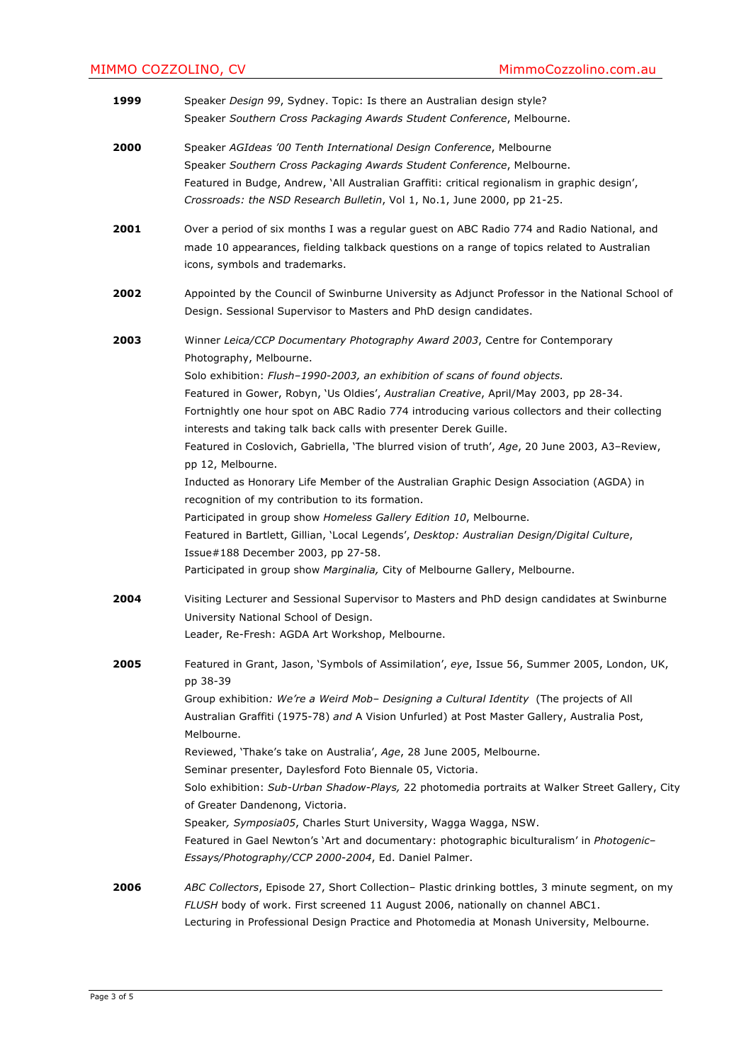**1999** Speaker *Design 99*, Sydney. Topic: Is there an Australian design style?
Speaker *Southern Cross Packaging Awards Student Conference*, Melbourne.

**2000** Speaker *AGIdeas '00 Tenth International Design Conference*, Melbourne
Speaker *Southern Cross Packaging Awards Student Conference*, Melbourne.
Featured in Budge, Andrew, 'All Australian Graffiti: critical regionalism in graphic design', *Crossroads: the NSD Research Bulletin*, Vol 1, No.1, June 2000, pp 21-25.

**2001** Over a period of six months I was a regular guest on ABC Radio 774 and Radio National, and made 10 appearances, fielding talkback questions on a range of topics related to Australian icons, symbols and trademarks.

**2002** Appointed by the Council of Swinburne University as Adjunct Professor in the National School of Design. Sessional Supervisor to Masters and PhD design candidates.

**2003** Winner *Leica/CCP Documentary Photography Award 2003*, Centre for Contemporary Photography, Melbourne.
Solo exhibition: *Flush–1990-2003, an exhibition of scans of found objects.*
Featured in Gower, Robyn, 'Us Oldies', *Australian Creative*, April/May 2003, pp 28-34.
Fortnightly one hour spot on ABC Radio 774 introducing various collectors and their collecting interests and taking talk back calls with presenter Derek Guille.
Featured in Coslovich, Gabriella, 'The blurred vision of truth', *Age*, 20 June 2003, A3–Review, pp 12, Melbourne.
Inducted as Honorary Life Member of the Australian Graphic Design Association (AGDA) in recognition of my contribution to its formation.
Participated in group show *Homeless Gallery Edition 10*, Melbourne.
Featured in Bartlett, Gillian, 'Local Legends', *Desktop: Australian Design/Digital Culture*, Issue#188 December 2003, pp 27-58.
Participated in group show *Marginalia,* City of Melbourne Gallery, Melbourne.

**2004** Visiting Lecturer and Sessional Supervisor to Masters and PhD design candidates at Swinburne University National School of Design.
Leader, Re-Fresh: AGDA Art Workshop, Melbourne.

**2005** Featured in Grant, Jason, 'Symbols of Assimilation', *eye*, Issue 56, Summer 2005, London, UK, pp 38-39
Group exhibition*: We're a Weird Mob– Designing a Cultural Identity* (The projects of All Australian Graffiti (1975-78) *and* A Vision Unfurled) at Post Master Gallery, Australia Post, Melbourne.
Reviewed, 'Thake's take on Australia', *Age*, 28 June 2005, Melbourne.
Seminar presenter, Daylesford Foto Biennale 05, Victoria.
Solo exhibition: *Sub-Urban Shadow-Plays,* 22 photomedia portraits at Walker Street Gallery, City of Greater Dandenong, Victoria.
Speaker*, Symposia05*, Charles Sturt University, Wagga Wagga, NSW.
Featured in Gael Newton's 'Art and documentary: photographic biculturalism' in *Photogenic–Essays/Photography/CCP 2000-2004*, Ed. Daniel Palmer.

**2006** *ABC Collectors*, Episode 27, Short Collection– Plastic drinking bottles, 3 minute segment, on my *FLUSH* body of work. First screened 11 August 2006, nationally on channel ABC1.
Lecturing in Professional Design Practice and Photomedia at Monash University, Melbourne.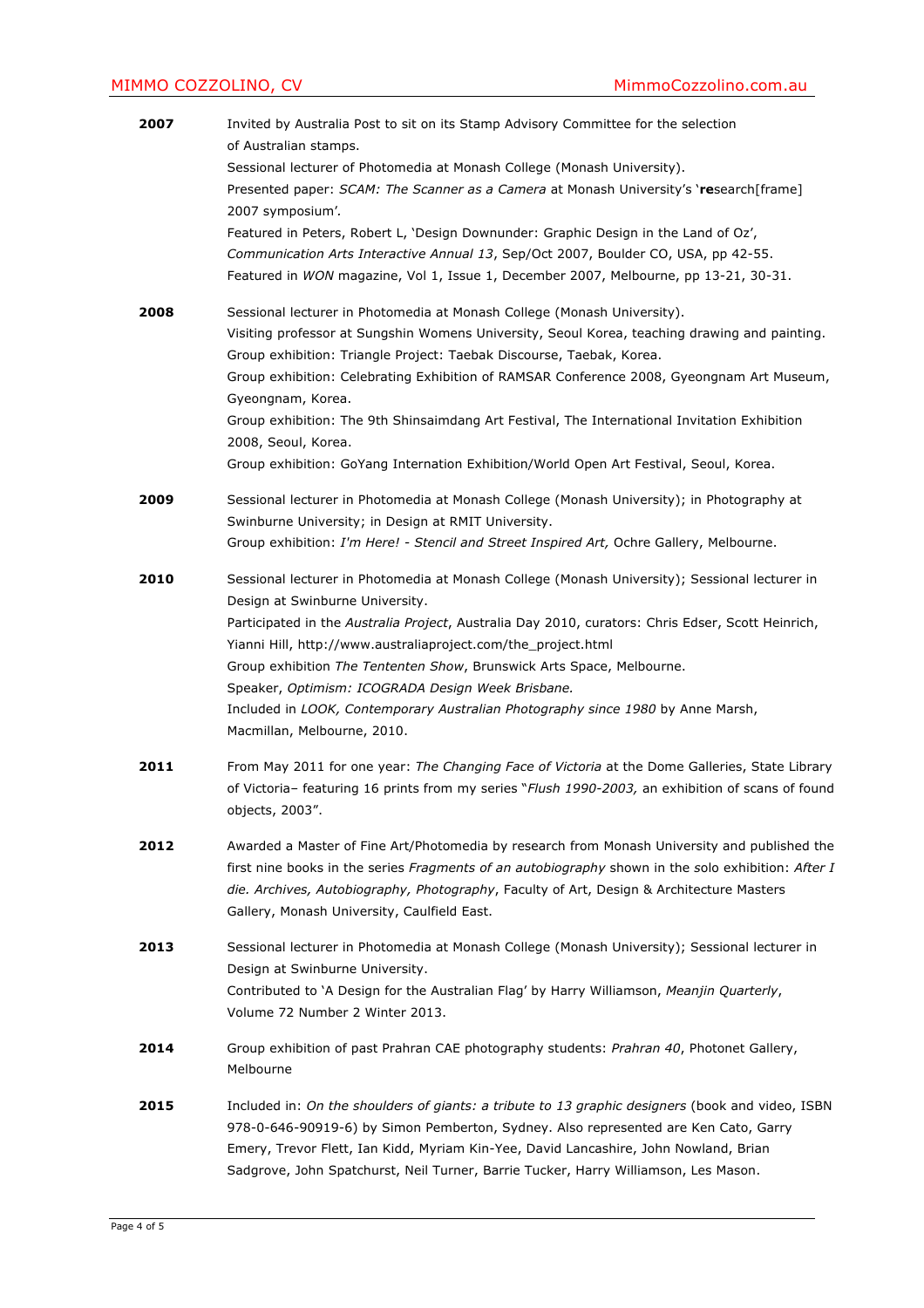**2007** Invited by Australia Post to sit on its Stamp Advisory Committee for the selection of Australian stamps.
Sessional lecturer of Photomedia at Monash College (Monash University).
Presented paper: *SCAM: The Scanner as a Camera* at Monash University's '**re**search[frame] 2007 symposium'.
Featured in Peters, Robert L, 'Design Downunder: Graphic Design in the Land of Oz', *Communication Arts Interactive Annual 13*, Sep/Oct 2007, Boulder CO, USA, pp 42-55.
Featured in *WON* magazine, Vol 1, Issue 1, December 2007, Melbourne, pp 13-21, 30-31.

**2008** Sessional lecturer in Photomedia at Monash College (Monash University).
Visiting professor at Sungshin Womens University, Seoul Korea, teaching drawing and painting.
Group exhibition: Triangle Project: Taebak Discourse, Taebak, Korea.
Group exhibition: Celebrating Exhibition of RAMSAR Conference 2008, Gyeongnam Art Museum, Gyeongnam, Korea.
Group exhibition: The 9th Shinsaimdang Art Festival, The International Invitation Exhibition 2008, Seoul, Korea.
Group exhibition: GoYang Internation Exhibition/World Open Art Festival, Seoul, Korea.

**2009** Sessional lecturer in Photomedia at Monash College (Monash University); in Photography at Swinburne University; in Design at RMIT University.
Group exhibition: *I'm Here! - Stencil and Street Inspired Art,* Ochre Gallery, Melbourne.

**2010** Sessional lecturer in Photomedia at Monash College (Monash University); Sessional lecturer in Design at Swinburne University.
Participated in the *Australia Project*, Australia Day 2010, curators: Chris Edser, Scott Heinrich, Yianni Hill, http://www.australiaproject.com/the_project.html
Group exhibition *The Tententen Show*, Brunswick Arts Space, Melbourne.
Speaker, *Optimism: ICOGRADA Design Week Brisbane.*
Included in *LOOK, Contemporary Australian Photography since 1980* by Anne Marsh, Macmillan, Melbourne, 2010.

**2011** From May 2011 for one year: *The Changing Face of Victoria* at the Dome Galleries, State Library of Victoria– featuring 16 prints from my series "*Flush 1990-2003,* an exhibition of scans of found objects, 2003".

**2012** Awarded a Master of Fine Art/Photomedia by research from Monash University and published the first nine books in the series *Fragments of an autobiography* shown in the solo exhibition: *After I die. Archives, Autobiography, Photography*, Faculty of Art, Design & Architecture Masters Gallery, Monash University, Caulfield East.

**2013** Sessional lecturer in Photomedia at Monash College (Monash University); Sessional lecturer in Design at Swinburne University.
Contributed to 'A Design for the Australian Flag' by Harry Williamson, *Meanjin Quarterly*, Volume 72 Number 2 Winter 2013.

**2014** Group exhibition of past Prahran CAE photography students: *Prahran 40*, Photonet Gallery, Melbourne

**2015** Included in: *On the shoulders of giants: a tribute to 13 graphic designers* (book and video, ISBN 978-0-646-90919-6) by Simon Pemberton, Sydney. Also represented are Ken Cato, Garry Emery, Trevor Flett, Ian Kidd, Myriam Kin-Yee, David Lancashire, John Nowland, Brian Sadgrove, John Spatchurst, Neil Turner, Barrie Tucker, Harry Williamson, Les Mason.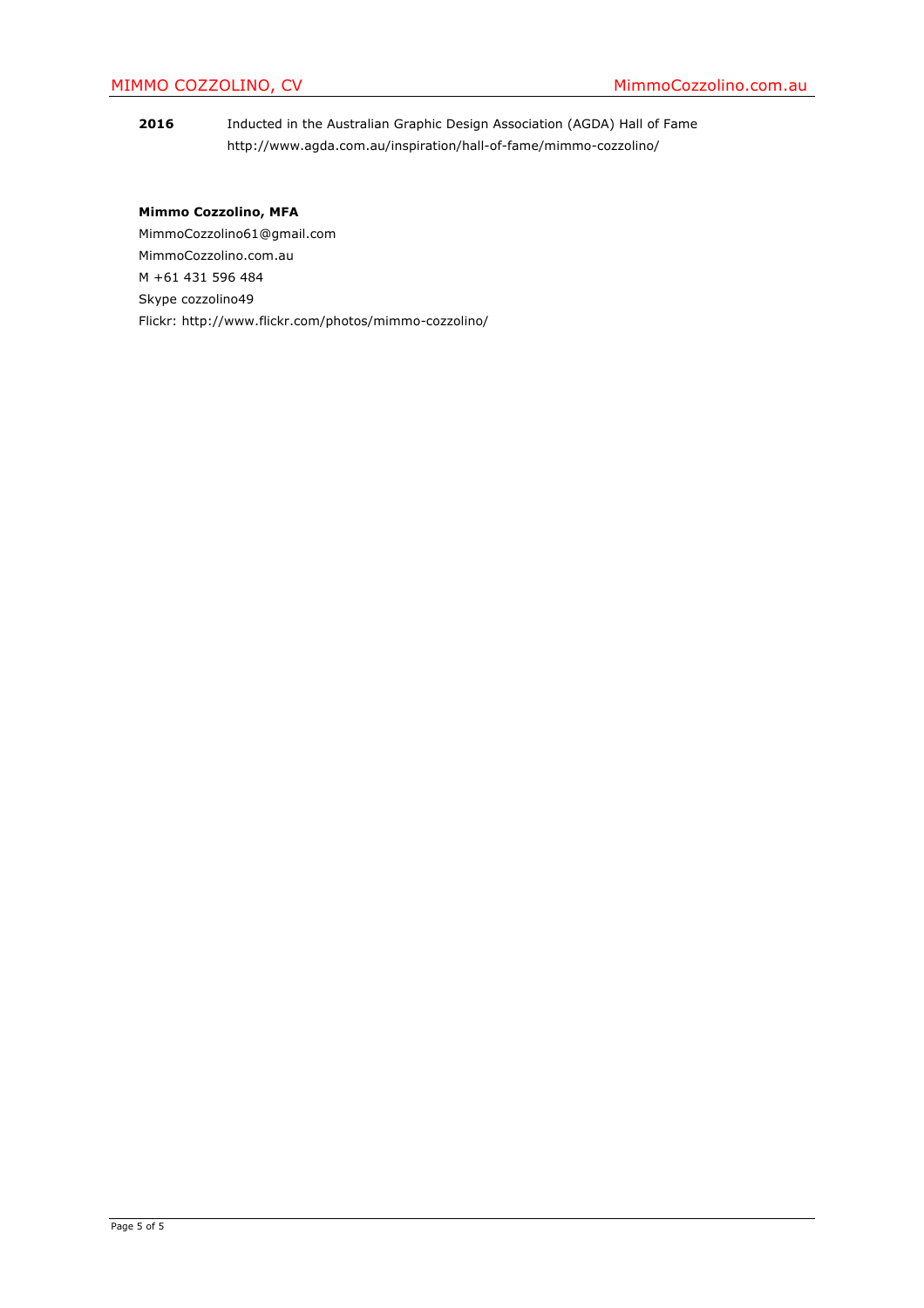**2016** Inducted in the Australian Graphic Design Association (AGDA) Hall of Fame
http://www.agda.com.au/inspiration/hall-of-fame/mimmo-cozzolino/

**Mimmo Cozzolino, MFA**
MimmoCozzolino61@gmail.com
MimmoCozzolino.com.au
M +61 431 596 484
Skype cozzolino49
Flickr: http://www.flickr.com/photos/mimmo-cozzolino/